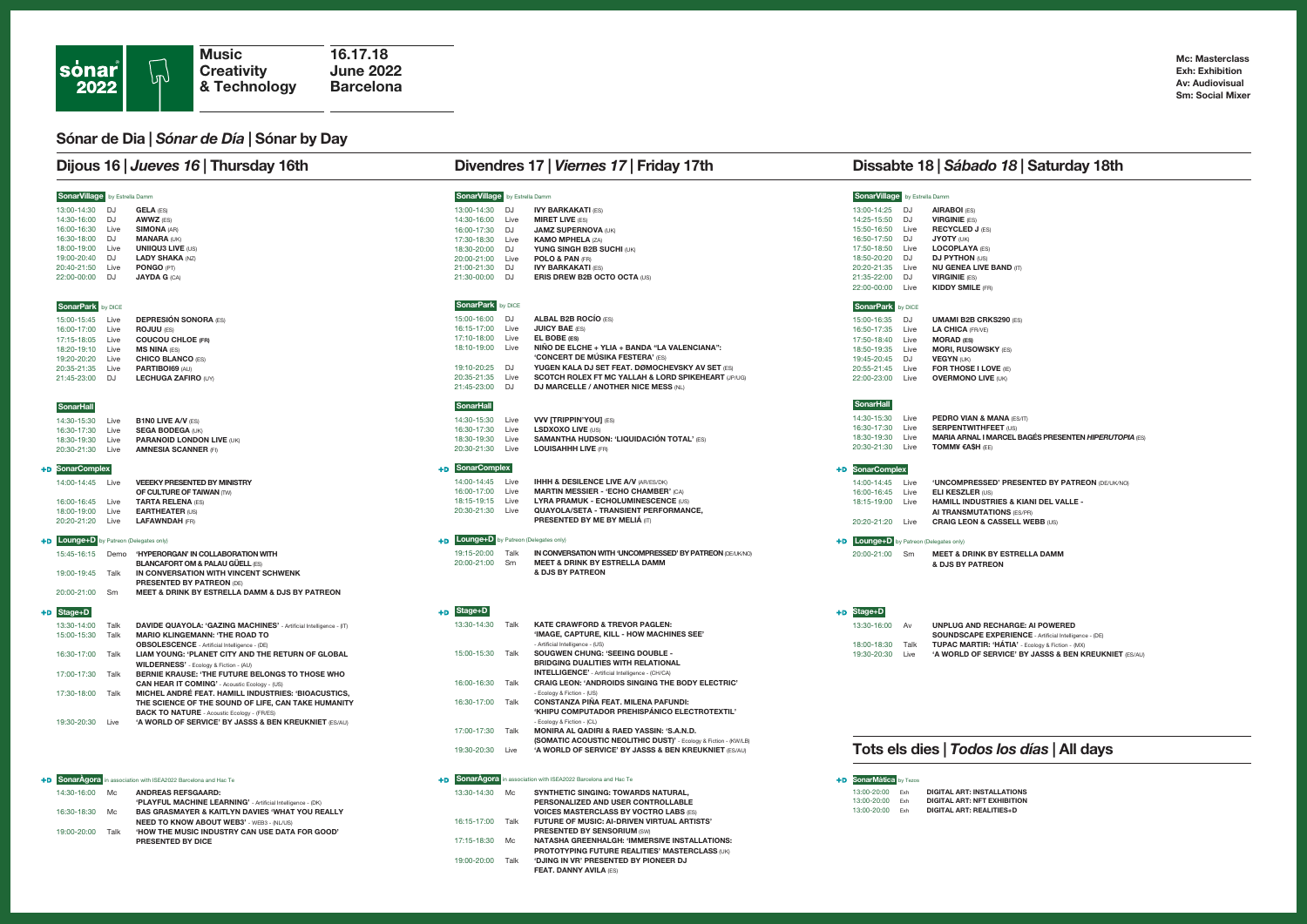**sónar 2022**

**Music Creativity & Technology**

**16.17.18 June 2022 Barcelona**

**Mc: Masterclass**
**Exh: Exhibition**
**Av: Audiovisual**
**Sm: Social Mixer**

# Sónar de Dia | *Sónar de Día* | Sónar by Day

## Dijous 16 | *Jueves 16* | Thursday 16th

### SonarVillage by Estrella Damm

| | | |
|---|---|---|
| 13:00-14:30 | DJ | **GELA** (ES) |
| 14:30-16:00 | DJ | **AWWZ** (ES) |
| 16:00-16:30 | Live | **SIMONA** (AR) |
| 16:30-18:00 | DJ | **MANARA** (UK) |
| 18:00-19:00 | Live | **UNIIQU3 LIVE** (US) |
| 19:00-20:40 | DJ | **LADY SHAKA** (NZ) |
| 20:40-21:50 | Live | **PONGO** (PT) |
| 22:00-00:00 | DJ | **JAYDA G** (CA) |

### SonarPark by DICE

| | | |
|---|---|---|
| 15:00-15:45 | Live | **DEPRESIÓN SONORA** (ES) |
| 16:00-17:00 | Live | **ROJUU** (ES) |
| 17:15-18:05 | Live | **COUCOU CHLOE** (FR) |
| 18:20-19:10 | Live | **MS NINA** (ES) |
| 19:20-20:20 | Live | **CHICO BLANCO** (ES) |
| 20:35-21:35 | Live | **PARTIBOI69** (AU) |
| 21:45-23:00 | DJ | **LECHUGA ZAFIRO** (UY) |

### SonarHall

| | | |
|---|---|---|
| 14:30-15:30 | Live | **B1N0 LIVE A/V** (ES) |
| 16:30-17:30 | Live | **SEGA BODEGA** (UK) |
| 18:30-19:30 | Live | **PARANOID LONDON LIVE** (UK) |
| 20:30-21:30 | Live | **AMNESIA SCANNER** (FI) |

### +D SonarComplex

| | | |
|---|---|---|
| 14:00-14:45 | Live | **VEEEKY PRESENTED BY MINISTRY OF CULTURE OF TAIWAN** (TW) |
| 16:00-16:45 | Live | **TARTA RELENA** (ES) |
| 18:00-19:00 | Live | **EARTHEATER** (US) |
| 20:20-21:20 | Live | **LAFAWNDAH** (FR) |

### +D Lounge+D by Patreon (Delegates only)

| | | |
|---|---|---|
| 15:45-16:15 | Demo | **'HYPERORGAN' IN COLLABORATION WITH BLANCAFORT OM & PALAU GÜELL** (ES) |
| 19:00-19:45 | Talk | **IN CONVERSATION WITH VINCENT SCHWENK PRESENTED BY PATREON** (DE) |
| 20:00-21:00 | Sm | **MEET & DRINK BY ESTRELLA DAMM & DJS BY PATREON** |

### +D Stage+D

| | | |
|---|---|---|
| 13:30-14:00 | Talk | **DAVIDE QUAYOLA: 'GAZING MACHINES'** - Artificial Intelligence - (IT) |
| 15:00-15:30 | Talk | **MARIO KLINGEMANN: 'THE ROAD TO OBSOLESCENCE'** - Artificial Intelligence - (DE) |
| 16:30-17:00 | Talk | **LIAM YOUNG: 'PLANET CITY AND THE RETURN OF GLOBAL WILDERNESS'** - Ecology & Fiction - (AU) |
| 17:00-17:30 | Talk | **BERNIE KRAUSE: 'THE FUTURE BELONGS TO THOSE WHO CAN HEAR IT COMING'** - Acoustic Ecology - (US) |
| 17:30-18:00 | Talk | **MICHEL ANDRÉ FEAT. HAMILL INDUSTRIES: 'BIOACUSTICS, THE SCIENCE OF THE SOUND OF LIFE, CAN TAKE HUMANITY BACK TO NATURE** - Acoustic Ecology - (FR/ES) |
| 19:30-20:30 | Live | **'A WORLD OF SERVICE' BY JASSS & BEN KREUKNIET** (ES/AU) |

### +D SonarÀgora in association with ISEA2022 Barcelona and Hac Te

| | | |
|---|---|---|
| 14:30-16:00 | Mc | **ANDREAS REFSGAARD: 'PLAYFUL MACHINE LEARNING'** - Artificial Intelligence - (DK) |
| 16:30-18:30 | Mc | **BAS GRASMAYER & KAITLYN DAVIES 'WHAT YOU REALLY NEED TO KNOW ABOUT WEB3'** - WEB3 - (NL/US) |
| 19:00-20:00 | Talk | **'HOW THE MUSIC INDUSTRY CAN USE DATA FOR GOOD' PRESENTED BY DICE** |

## Divendres 17 | *Viernes 17* | Friday 17th

### SonarVillage by Estrella Damm

| | | |
|---|---|---|
| 13:00-14:30 | DJ | **IVY BARKAKATI** (ES) |
| 14:30-16:00 | Live | **MIRET LIVE** (ES) |
| 16:00-17:30 | DJ | **JAMZ SUPERNOVA** (UK) |
| 17:30-18:30 | Live | **KAMO MPHELA** (ZA) |
| 18:30-20:00 | DJ | **YUNG SINGH B2B SUCHI** (UK) |
| 20:00-21:00 | Live | **POLO & PAN** (FR) |
| 21:00-21:30 | DJ | **IVY BARKAKATI** (ES) |
| 21:30-00:00 | DJ | **ERIS DREW B2B OCTO OCTA** (US) |

### SonarPark by DICE

| | | |
|---|---|---|
| 15:00-16:00 | DJ | **ALBAL B2B ROCÍO** (ES) |
| 16:15-17:00 | Live | **JUICY BAE** (ES) |
| 17:10-18:00 | Live | **EL BOBE** (ES) |
| 18:10-19:00 | Live | **NIÑO DE ELCHE + YLIA + BANDA "LA VALENCIANA": 'CONCERT DE MÚSIKA FESTERA'** (ES) |
| 19:10-20:25 | DJ | **YUGEN KALA DJ SET FEAT. DØMOCHEVSKY AV SET** (ES) |
| 20:35-21:35 | Live | **SCOTCH ROLEX FT MC YALLAH & LORD SPIKEHEART** (JP/UG) |
| 21:45-23:00 | DJ | **DJ MARCELLE / ANOTHER NICE MESS** (NL) |

### SonarHall

| | | |
|---|---|---|
| 14:30-15:30 | Live | **VVV [TRIPPIN'YOU]** (ES) |
| 16:30-17:30 | Live | **LSDXOXO LIVE** (US) |
| 18:30-19:30 | Live | **SAMANTHA HUDSON: 'LIQUIDACIÓN TOTAL'** (ES) |
| 20:30-21:30 | Live | **LOUISAHHH LIVE** (FR) |

### +D SonarComplex

| | | |
|---|---|---|
| 14:00-14:45 | Live | **IHHH & DESILENCE LIVE A/V** (AR/ES/DK) |
| 16:00-17:00 | Live | **MARTIN MESSIER - 'ECHO CHAMBER'** (CA) |
| 18:15-19:15 | Live | **LYRA PRAMUK - ECHOLUMINESCENCE** (US) |
| 20:30-21:30 | Live | **QUAYOLA/SETA - TRANSIENT PERFORMANCE, PRESENTED BY ME BY MELIÁ** (IT) |

### +D Lounge+D by Patreon (Delegates only)

| | | |
|---|---|---|
| 19:15-20:00 | Talk | **IN CONVERSATION WITH 'UNCOMPRESSED' BY PATREON** (DE/UK/NO) |
| 20:00-21:00 | Sm | **MEET & DRINK BY ESTRELLA DAMM & DJS BY PATREON** |

### +D Stage+D

| | | |
|---|---|---|
| 13:30-14:30 | Talk | **KATE CRAWFORD & TREVOR PAGLEN: 'IMAGE, CAPTURE, KILL - HOW MACHINES SEE'** - Artificial Intelligence - (US) |
| 15:00-15:30 | Talk | **SOUGWEN CHUNG: 'SEEING DOUBLE - BRIDGING DUALITIES WITH RELATIONAL INTELLIGENCE'** - Artificial Intelligence - (CH/CA) |
| 16:00-16:30 | Talk | **CRAIG LEON: 'ANDROIDS SINGING THE BODY ELECTRIC'** - Ecology & Fiction - (US) |
| 16:30-17:00 | Talk | **CONSTANZA PIÑA FEAT. MILENA PAFUNDI: 'KHIPU COMPUTADOR PREHISPÁNICO ELECTROTEXTIL'** - Ecology & Fiction - (CL) |
| 17:00-17:30 | Talk | **MONIRA AL QADIRI & RAED YASSIN: 'S.A.N.D. (SOMATIC ACOUSTIC NEOLITHIC DUST)'** - Ecology & Fiction - (KW/LB) |
| 19:30-20:30 | Live | **'A WORLD OF SERVICE' BY JASSS & BEN KREUKNIET** (ES/AU) |

### +D SonarÀgora in association with ISEA2022 Barcelona and Hac Te

| | | |
|---|---|---|
| 13:30-14:30 | Mc | **SYNTHETIC SINGING: TOWARDS NATURAL, PERSONALIZED AND USER CONTROLLABLE VOICES MASTERCLASS BY VOCTRO LABS** (ES) |
| 16:15-17:00 | Talk | **FUTURE OF MUSIC: AI-DRIVEN VIRTUAL ARTISTS' PRESENTED BY SENSORIUM** (SW) |
| 17:15-18:30 | Mc | **NATASHA GREENHALGH: 'IMMERSIVE INSTALLATIONS: PROTOTYPING FUTURE REALITIES' MASTERCLASS** (UK) |
| 19:00-20:00 | Talk | **'DJING IN VR' PRESENTED BY PIONEER DJ FEAT. DANNY AVILA** (ES) |

## Dissabte 18 | *Sábado 18* | Saturday 18th

### SonarVillage by Estrella Damm

| | | |
|---|---|---|
| 13:00-14:25 | DJ | **AIRABOI** (ES) |
| 14:25-15:50 | DJ | **VIRGINIE** (ES) |
| 15:50-16:50 | Live | **RECYCLED J** (ES) |
| 16:50-17:50 | DJ | **JYOTY** (UK) |
| 17:50-18:50 | Live | **LOCOPLAYA** (ES) |
| 18:50-20:20 | DJ | **DJ PYTHON** (US) |
| 20:20-21:35 | Live | **NU GENEA LIVE BAND** (IT) |
| 21:35-22:00 | DJ | **VIRGINIE** (ES) |
| 22:00-00:00 | Live | **KIDDY SMILE** (FR) |

### SonarPark by DICE

| | | |
|---|---|---|
| 15:00-16:35 | DJ | **UMAMI B2B CRKS290** (ES) |
| 16:50-17:35 | Live | **LA CHICA** (FR/VE) |
| 17:50-18:40 | Live | **MORAD** (ES) |
| 18:50-19:35 | Live | **MORI, RUSOWSKY** (ES) |
| 19:45-20:45 | DJ | **VEGYN** (UK) |
| 20:55-21:45 | Live | **FOR THOSE I LOVE** (IE) |
| 22:00-23:00 | Live | **OVERMONO LIVE** (UK) |

### SonarHall

| | | |
|---|---|---|
| 14:30-15:30 | Live | **PEDRO VIAN & MANA** (ES/IT) |
| 16:30-17:30 | Live | **SERPENTWITHFEET** (US) |
| 18:30-19:30 | Live | **MARIA ARNAL I MARCEL BAGÉS PRESENTEN *HIPERUTOPIA*** (ES) |
| 20:30-21:30 | Live | **TOMM¥ €A$H** (EE) |

### +D SonarComplex

| | | |
|---|---|---|
| 14:00-14:45 | Live | **'UNCOMPRESSED' PRESENTED BY PATREON** (DE/UK/NO) |
| 16:00-16:45 | Live | **ELI KESZLER** (US) |
| 18:15-19:00 | Live | **HAMILL INDUSTRIES & KIANI DEL VALLE - AI TRANSMUTATIONS** (ES/PR) |
| 20:20-21:20 | Live | **CRAIG LEON & CASSELL WEBB** (US) |

### +D Lounge+D by Patreon (Delegates only)

| | | |
|---|---|---|
| 20:00-21:00 | Sm | **MEET & DRINK BY ESTRELLA DAMM & DJS BY PATREON** |

### +D Stage+D

| | | |
|---|---|---|
| 13:30-16:00 | Av | **UNPLUG AND RECHARGE: AI POWERED SOUNDSCAPE EXPERIENCE** - Artificial Intelligence - (DE) |
| 18:00-18:30 | Talk | **TUPAC MARTIR: 'HÁTIA'** - Ecology & Fiction - (MX) |
| 19:30-20:30 | Live | **'A WORLD OF SERVICE' BY JASSS & BEN KREUKNIET** (ES/AU) |

## Tots els dies | *Todos los días* | All days

### +D SonarMàtica by Tezos

| | | |
|---|---|---|
| 13:00-20:00 | Exh | **DIGITAL ART: INSTALLATIONS** |
| 13:00-20:00 | Exh | **DIGITAL ART: NFT EXHIBITION** |
| 13:00-20:00 | Exh | **DIGITAL ART: REALITIES+D** |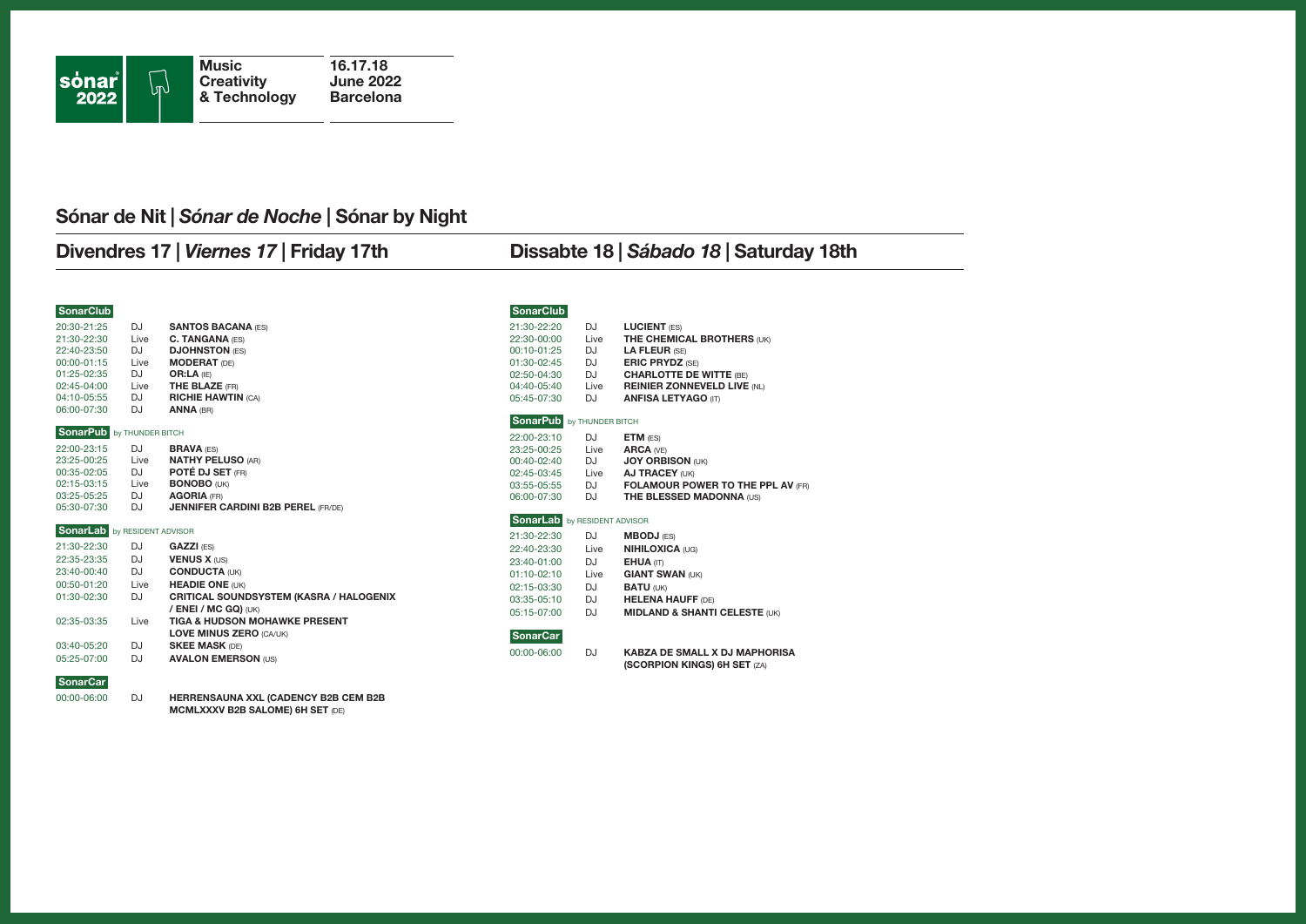sónar 2022

Music
Creativity
& Technology

16.17.18
June 2022
Barcelona

# Sónar de Nit | *Sónar de Noche* | Sónar by Night

## Divendres 17 | *Viernes 17* | Friday 17th

### SonarClub

| | | |
|---|---|---|
| 20:30-21:25 | DJ | **SANTOS BACANA** (ES) |
| 21:30-22:30 | Live | **C. TANGANA** (ES) |
| 22:40-23:50 | DJ | **DJOHNSTON** (ES) |
| 00:00-01:15 | Live | **MODERAT** (DE) |
| 01:25-02:35 | DJ | **OR:LA** (IE) |
| 02:45-04:00 | Live | **THE BLAZE** (FR) |
| 04:10-05:55 | DJ | **RICHIE HAWTIN** (CA) |
| 06:00-07:30 | DJ | **ANNA** (BR) |

### SonarPub by THUNDER BITCH

| | | |
|---|---|---|
| 22:00-23:15 | DJ | **BRAVA** (ES) |
| 23:25-00:25 | Live | **NATHY PELUSO** (AR) |
| 00:35-02:05 | DJ | **POTÉ DJ SET** (FR) |
| 02:15-03:15 | Live | **BONOBO** (UK) |
| 03:25-05:25 | DJ | **AGORIA** (FR) |
| 05:30-07:30 | DJ | **JENNIFER CARDINI B2B PEREL** (FR/DE) |

### SonarLab by RESIDENT ADVISOR

| | | |
|---|---|---|
| 21:30-22:30 | DJ | **GAZZI** (ES) |
| 22:35-23:35 | DJ | **VENUS X** (US) |
| 23:40-00:40 | DJ | **CONDUCTA** (UK) |
| 00:50-01:20 | Live | **HEADIE ONE** (UK) |
| 01:30-02:30 | DJ | **CRITICAL SOUNDSYSTEM (KASRA / HALOGENIX / ENEI / MC GQ)** (UK) |
| 02:35-03:35 | Live | **TIGA & HUDSON MOHAWKE PRESENT LOVE MINUS ZERO** (CA/UK) |
| 03:40-05:20 | DJ | **SKEE MASK** (DE) |
| 05:25-07:00 | DJ | **AVALON EMERSON** (US) |

### SonarCar

| | | |
|---|---|---|
| 00:00-06:00 | DJ | **HERRENSAUNA XXL (CADENCY B2B CEM B2B MCMLXXXV B2B SALOME) 6H SET** (DE) |

## Dissabte 18 | *Sábado 18* | Saturday 18th

### SonarClub

| | | |
|---|---|---|
| 21:30-22:20 | DJ | **LUCIENT** (ES) |
| 22:30-00:00 | Live | **THE CHEMICAL BROTHERS** (UK) |
| 00:10-01:25 | DJ | **LA FLEUR** (SE) |
| 01:30-02:45 | DJ | **ERIC PRYDZ** (SE) |
| 02:50-04:30 | DJ | **CHARLOTTE DE WITTE** (BE) |
| 04:40-05:40 | Live | **REINIER ZONNEVELD LIVE** (NL) |
| 05:45-07:30 | DJ | **ANFISA LETYAGO** (IT) |

### SonarPub by THUNDER BITCH

| | | |
|---|---|---|
| 22:00-23:10 | DJ | **ETM** (ES) |
| 23:25-00:25 | Live | **ARCA** (VE) |
| 00:40-02:40 | DJ | **JOY ORBISON** (UK) |
| 02:45-03:45 | Live | **AJ TRACEY** (UK) |
| 03:55-05:55 | DJ | **FOLAMOUR POWER TO THE PPL AV** (FR) |
| 06:00-07:30 | DJ | **THE BLESSED MADONNA** (US) |

### SonarLab by RESIDENT ADVISOR

| | | |
|---|---|---|
| 21:30-22:30 | DJ | **MBODJ** (ES) |
| 22:40-23:30 | Live | **NIHILOXICA** (UG) |
| 23:40-01:00 | DJ | **EHUA** (IT) |
| 01:10-02:10 | Live | **GIANT SWAN** (UK) |
| 02:15-03:30 | DJ | **BATU** (UK) |
| 03:35-05:10 | DJ | **HELENA HAUFF** (DE) |
| 05:15-07:00 | DJ | **MIDLAND & SHANTI CELESTE** (UK) |

### SonarCar

| | | |
|---|---|---|
| 00:00-06:00 | DJ | **KABZA DE SMALL X DJ MAPHORISA (SCORPION KINGS) 6H SET** (ZA) |